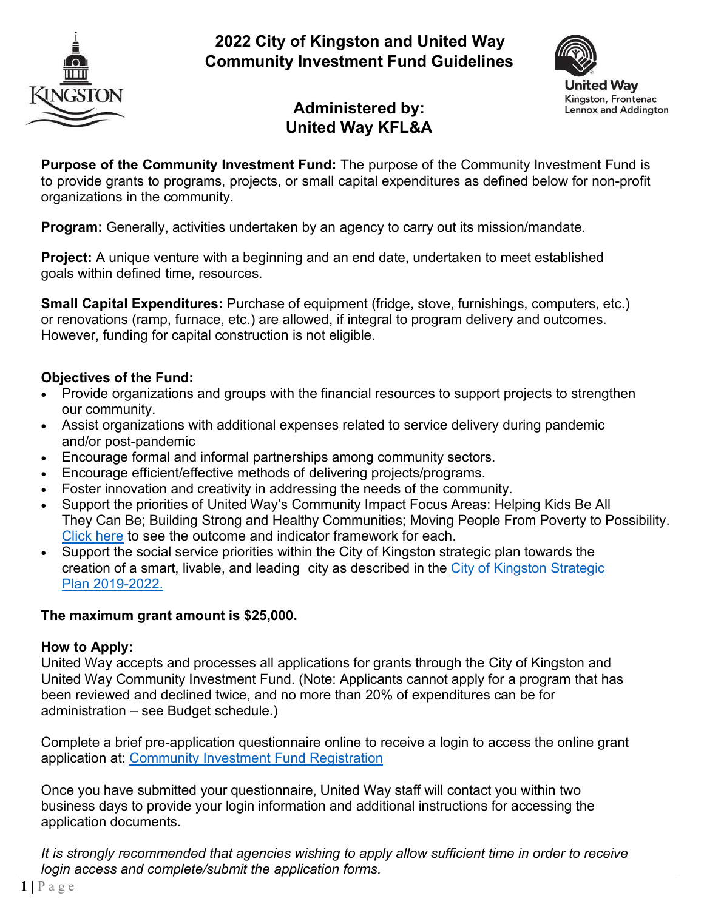# 2022 City of Kingston and United Way Community Investment Fund Guidelines

## Administered by: United Way KFL&A

United Way Kingston, Frontenac Lennox and Addington

**Purpose of the Community Investment Fund:** The purpose of the Community Investment Fund is to provide grants to programs, projects, or small capital expenditures as defined below for non-profit organizations in the community.

**Program:** Generally, activities undertaken by an agency to carry out its mission/mandate.

**Project:** A unique venture with a beginning and an end date, undertaken to meet established goals within defined time, resources.

**Small Capital Expenditures:** Purchase of equipment (fridge, stove, furnishings, computers, etc.) or renovations (ramp, furnace, etc.) are allowed, if integral to program delivery and outcomes. However, funding for capital construction is not eligible.

**Objectives of the Fund:**

- Provide organizations and groups with the financial resources to support projects to strengthen our community.
- Assist organizations with additional expenses related to service delivery during pandemic and/or post-pandemic
- Encourage formal and informal partnerships among community sectors.
- Encourage efficient/effective methods of delivering projects/programs.
- Foster innovation and creativity in addressing the needs of the community.
- Support the priorities of United Way's Community Impact Focus Areas: Helping Kids Be All They Can Be; Building Strong and Healthy Communities; Moving People From Poverty to Possibility. Click here to see the outcome and indicator framework for each.
- Support the social service priorities within the City of Kingston strategic plan towards the creation of a smart, livable, and leading city as described in the City of Kingston Strategic Plan 2019-2022.

**The maximum grant amount is $25,000.**

**How to Apply:**
United Way accepts and processes all applications for grants through the City of Kingston and United Way Community Investment Fund. (Note: Applicants cannot apply for a program that has been reviewed and declined twice, and no more than 20% of expenditures can be for administration – see Budget schedule.)

Complete a brief pre-application questionnaire online to receive a login to access the online grant application at: Community Investment Fund Registration

Once you have submitted your questionnaire, United Way staff will contact you within two business days to provide your login information and additional instructions for accessing the application documents.

*It is strongly recommended that agencies wishing to apply allow sufficient time in order to receive login access and complete/submit the application forms.*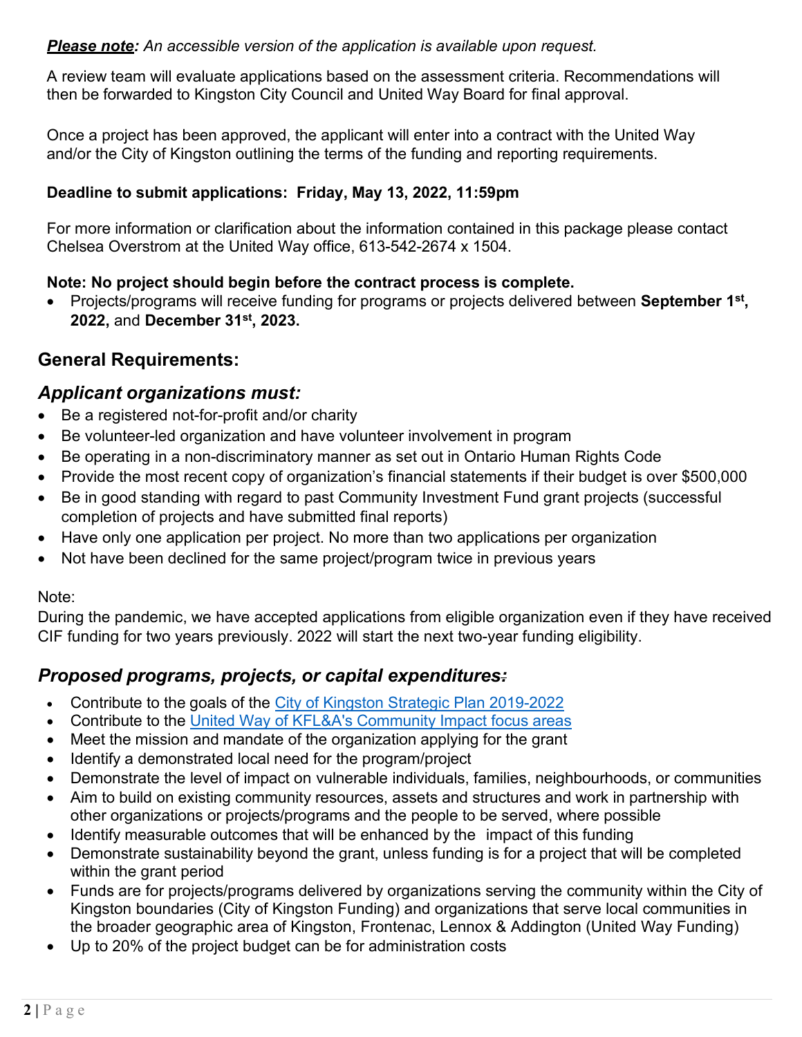***Please note**: An accessible version of the application is available upon request.*

A review team will evaluate applications based on the assessment criteria. Recommendations will then be forwarded to Kingston City Council and United Way Board for final approval.

Once a project has been approved, the applicant will enter into a contract with the United Way and/or the City of Kingston outlining the terms of the funding and reporting requirements.

**Deadline to submit applications: Friday, May 13, 2022, 11:59pm**

For more information or clarification about the information contained in this package please contact Chelsea Overstrom at the United Way office, 613-542-2674 x 1504.

**Note: No project should begin before the contract process is complete.**

- Projects/programs will receive funding for programs or projects delivered between **September 1st, 2022,** and **December 31st, 2023.**

## General Requirements:

### *Applicant organizations must:*

- Be a registered not-for-profit and/or charity
- Be volunteer-led organization and have volunteer involvement in program
- Be operating in a non-discriminatory manner as set out in Ontario Human Rights Code
- Provide the most recent copy of organization's financial statements if their budget is over $500,000
- Be in good standing with regard to past Community Investment Fund grant projects (successful completion of projects and have submitted final reports)
- Have only one application per project. No more than two applications per organization
- Not have been declined for the same project/program twice in previous years

Note:
During the pandemic, we have accepted applications from eligible organization even if they have received CIF funding for two years previously. 2022 will start the next two-year funding eligibility.

### *Proposed programs, projects, or capital expenditures:*

- Contribute to the goals of the City of Kingston Strategic Plan 2019-2022
- Contribute to the United Way of KFL&A's Community Impact focus areas
- Meet the mission and mandate of the organization applying for the grant
- Identify a demonstrated local need for the program/project
- Demonstrate the level of impact on vulnerable individuals, families, neighbourhoods, or communities
- Aim to build on existing community resources, assets and structures and work in partnership with other organizations or projects/programs and the people to be served, where possible
- Identify measurable outcomes that will be enhanced by the impact of this funding
- Demonstrate sustainability beyond the grant, unless funding is for a project that will be completed within the grant period
- Funds are for projects/programs delivered by organizations serving the community within the City of Kingston boundaries (City of Kingston Funding) and organizations that serve local communities in the broader geographic area of Kingston, Frontenac, Lennox & Addington (United Way Funding)
- Up to 20% of the project budget can be for administration costs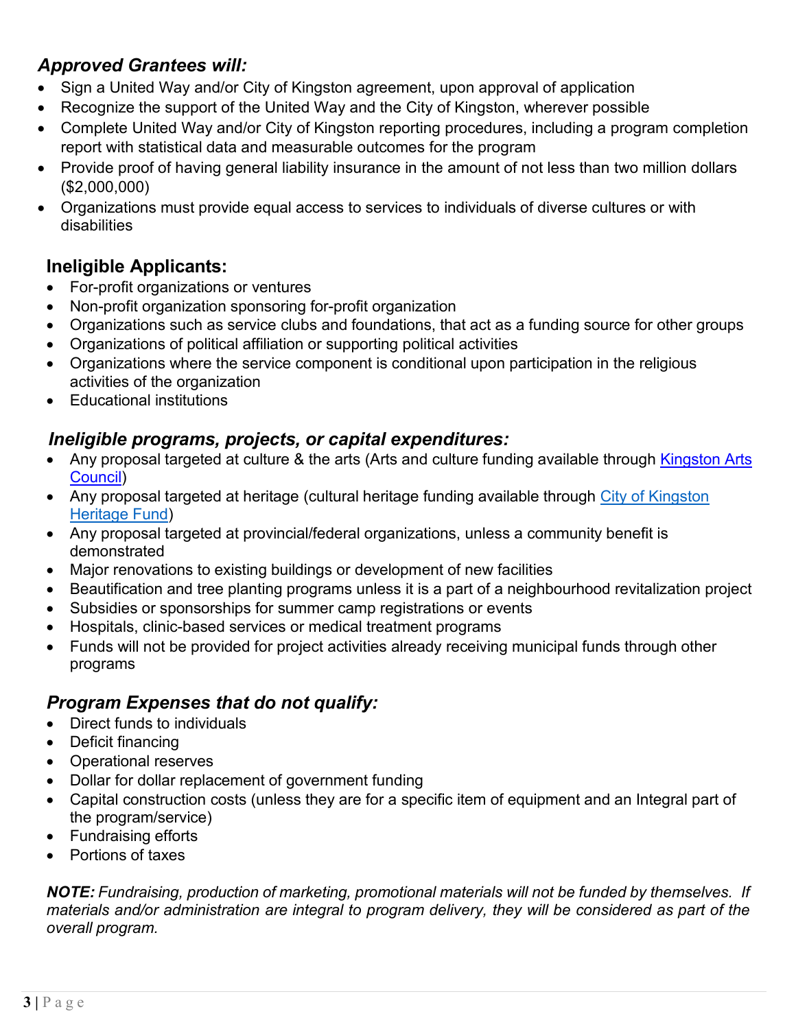### ***Approved Grantees will:***

- Sign a United Way and/or City of Kingston agreement, upon approval of application
- Recognize the support of the United Way and the City of Kingston, wherever possible
- Complete United Way and/or City of Kingston reporting procedures, including a program completion report with statistical data and measurable outcomes for the program
- Provide proof of having general liability insurance in the amount of not less than two million dollars ($2,000,000)
- Organizations must provide equal access to services to individuals of diverse cultures or with disabilities

### **Ineligible Applicants:**

- For-profit organizations or ventures
- Non-profit organization sponsoring for-profit organization
- Organizations such as service clubs and foundations, that act as a funding source for other groups
- Organizations of political affiliation or supporting political activities
- Organizations where the service component is conditional upon participation in the religious activities of the organization
- Educational institutions

### ***Ineligible programs, projects, or capital expenditures:***

- Any proposal targeted at culture & the arts (Arts and culture funding available through Kingston Arts Council)
- Any proposal targeted at heritage (cultural heritage funding available through City of Kingston Heritage Fund)
- Any proposal targeted at provincial/federal organizations, unless a community benefit is demonstrated
- Major renovations to existing buildings or development of new facilities
- Beautification and tree planting programs unless it is a part of a neighbourhood revitalization project
- Subsidies or sponsorships for summer camp registrations or events
- Hospitals, clinic-based services or medical treatment programs
- Funds will not be provided for project activities already receiving municipal funds through other programs

### ***Program Expenses that do not qualify:***

- Direct funds to individuals
- Deficit financing
- Operational reserves
- Dollar for dollar replacement of government funding
- Capital construction costs (unless they are for a specific item of equipment and an Integral part of the program/service)
- Fundraising efforts
- Portions of taxes

***NOTE:*** *Fundraising, production of marketing, promotional materials will not be funded by themselves. If materials and/or administration are integral to program delivery, they will be considered as part of the overall program.*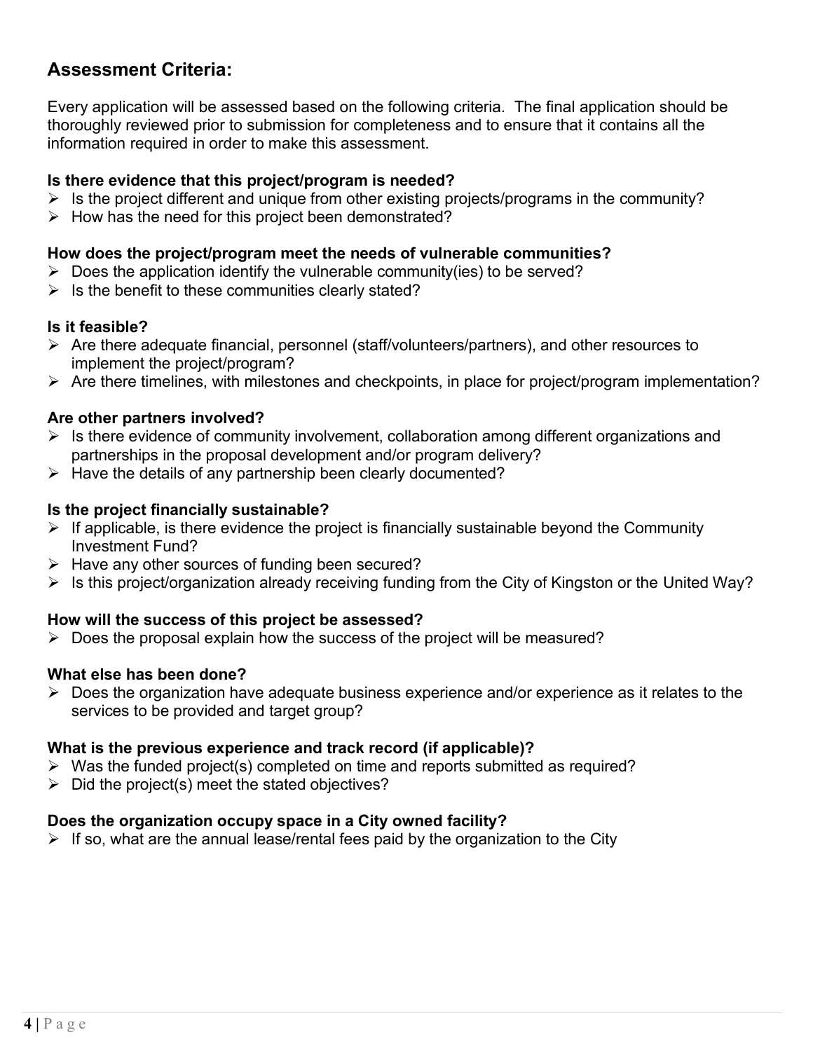## Assessment Criteria:

Every application will be assessed based on the following criteria. The final application should be thoroughly reviewed prior to submission for completeness and to ensure that it contains all the information required in order to make this assessment.

**Is there evidence that this project/program is needed?**

- Is the project different and unique from other existing projects/programs in the community?
- How has the need for this project been demonstrated?

**How does the project/program meet the needs of vulnerable communities?**

- Does the application identify the vulnerable community(ies) to be served?
- Is the benefit to these communities clearly stated?

**Is it feasible?**

- Are there adequate financial, personnel (staff/volunteers/partners), and other resources to implement the project/program?
- Are there timelines, with milestones and checkpoints, in place for project/program implementation?

**Are other partners involved?**

- Is there evidence of community involvement, collaboration among different organizations and partnerships in the proposal development and/or program delivery?
- Have the details of any partnership been clearly documented?

**Is the project financially sustainable?**

- If applicable, is there evidence the project is financially sustainable beyond the Community Investment Fund?
- Have any other sources of funding been secured?
- Is this project/organization already receiving funding from the City of Kingston or the United Way?

**How will the success of this project be assessed?**

- Does the proposal explain how the success of the project will be measured?

**What else has been done?**

- Does the organization have adequate business experience and/or experience as it relates to the services to be provided and target group?

**What is the previous experience and track record (if applicable)?**

- Was the funded project(s) completed on time and reports submitted as required?
- Did the project(s) meet the stated objectives?

**Does the organization occupy space in a City owned facility?**

- If so, what are the annual lease/rental fees paid by the organization to the City